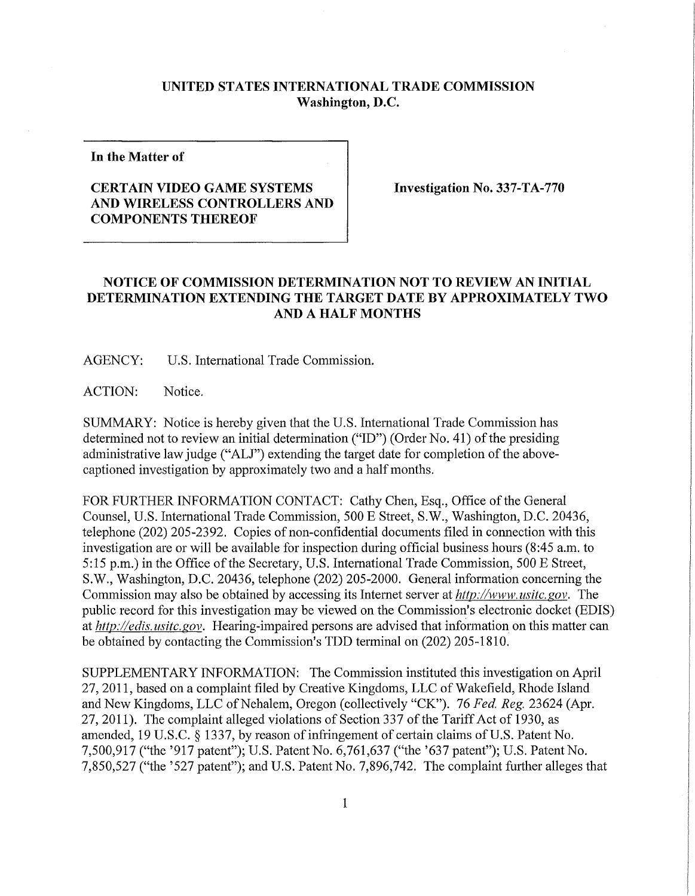**UNITED STATES INTERNATIONAL TRADE COMMISSION**
**Washington, D.C.**

**In the Matter of**

**CERTAIN VIDEO GAME SYSTEMS AND WIRELESS CONTROLLERS AND COMPONENTS THEREOF**

**Investigation No. 337-TA-770**

## NOTICE OF COMMISSION DETERMINATION NOT TO REVIEW AN INITIAL DETERMINATION EXTENDING THE TARGET DATE BY APPROXIMATELY TWO AND A HALF MONTHS

AGENCY: U.S. International Trade Commission.

ACTION: Notice.

SUMMARY: Notice is hereby given that the U.S. International Trade Commission has determined not to review an initial determination ("ID") (Order No. 41) of the presiding administrative law judge ("ALJ") extending the target date for completion of the above-captioned investigation by approximately two and a half months.

FOR FURTHER INFORMATION CONTACT: Cathy Chen, Esq., Office of the General Counsel, U.S. International Trade Commission, 500 E Street, S.W., Washington, D.C. 20436, telephone (202) 205-2392. Copies of non-confidential documents filed in connection with this investigation are or will be available for inspection during official business hours (8:45 a.m. to 5:15 p.m.) in the Office of the Secretary, U.S. International Trade Commission, 500 E Street, S.W., Washington, D.C. 20436, telephone (202) 205-2000. General information concerning the Commission may also be obtained by accessing its Internet server at *http://www.usitc.gov*. The public record for this investigation may be viewed on the Commission's electronic docket (EDIS) at *http://edis.usitc.gov*. Hearing-impaired persons are advised that information on this matter can be obtained by contacting the Commission's TDD terminal on (202) 205-1810.

SUPPLEMENTARY INFORMATION: The Commission instituted this investigation on April 27, 2011, based on a complaint filed by Creative Kingdoms, LLC of Wakefield, Rhode Island and New Kingdoms, LLC of Nehalem, Oregon (collectively "CK"). 76 *Fed. Reg.* 23624 (Apr. 27, 2011). The complaint alleged violations of Section 337 of the Tariff Act of 1930, as amended, 19 U.S.C. § 1337, by reason of infringement of certain claims of U.S. Patent No. 7,500,917 ("the '917 patent"); U.S. Patent No. 6,761,637 ("the '637 patent"); U.S. Patent No. 7,850,527 ("the '527 patent"); and U.S. Patent No. 7,896,742. The complaint further alleges that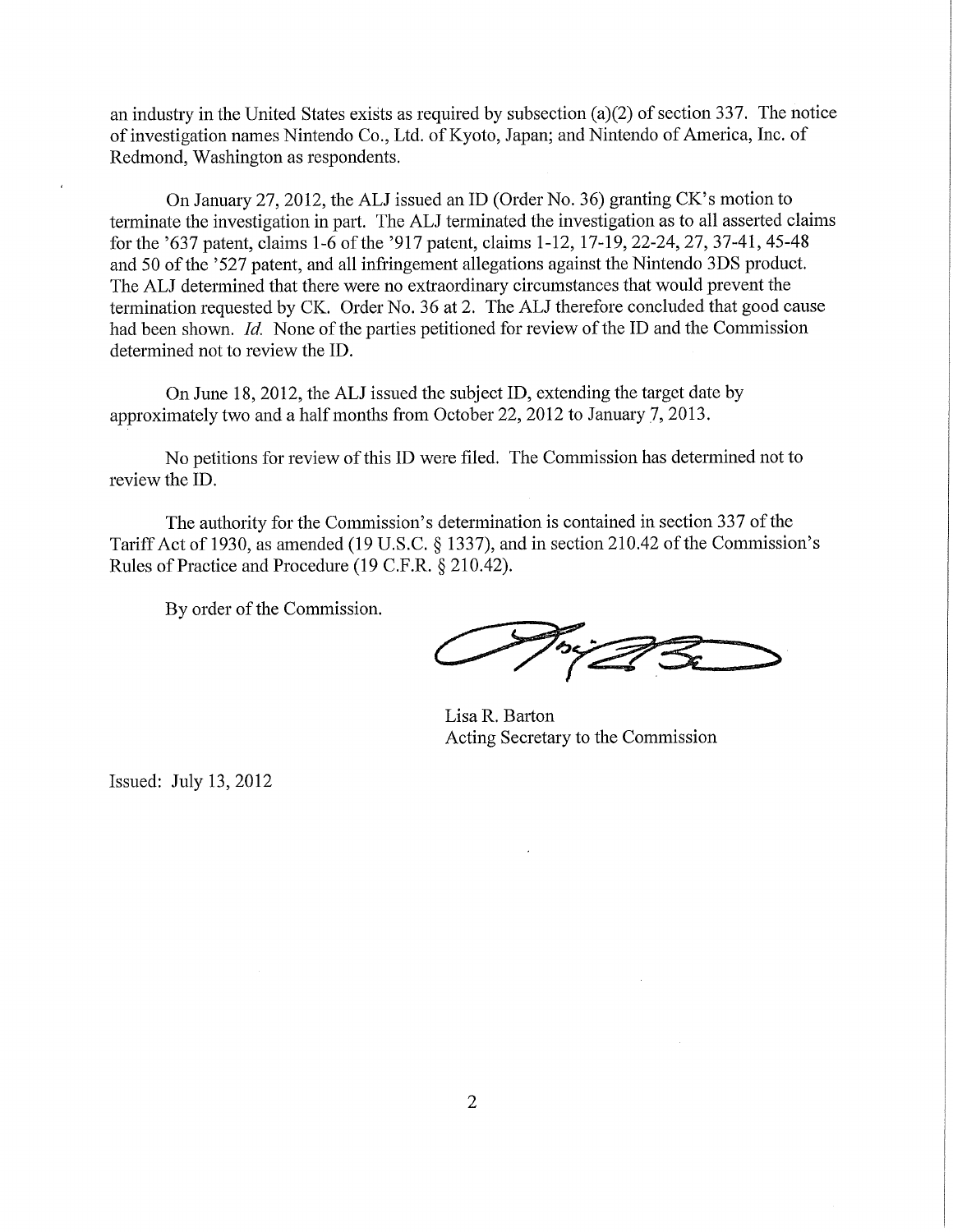an industry in the United States exists as required by subsection (a)(2) of section 337. The notice of investigation names Nintendo Co., Ltd. of Kyoto, Japan; and Nintendo of America, Inc. of Redmond, Washington as respondents.

On January 27, 2012, the ALJ issued an ID (Order No. 36) granting CK's motion to terminate the investigation in part. The ALJ terminated the investigation as to all asserted claims for the '637 patent, claims 1-6 of the '917 patent, claims 1-12, 17-19, 22-24, 27, 37-41, 45-48 and 50 of the '527 patent, and all infringement allegations against the Nintendo 3DS product. The ALJ determined that there were no extraordinary circumstances that would prevent the termination requested by CK. Order No. 36 at 2. The ALJ therefore concluded that good cause had been shown. *Id.* None of the parties petitioned for review of the ID and the Commission determined not to review the ID.

On June 18, 2012, the ALJ issued the subject ID, extending the target date by approximately two and a half months from October 22, 2012 to January 7, 2013.

No petitions for review of this ID were filed. The Commission has determined not to review the ID.

The authority for the Commission's determination is contained in section 337 of the Tariff Act of 1930, as amended (19 U.S.C. § 1337), and in section 210.42 of the Commission's Rules of Practice and Procedure (19 C.F.R. § 210.42).

By order of the Commission.

Lisa R. Barton
Acting Secretary to the Commission

Issued: July 13, 2012